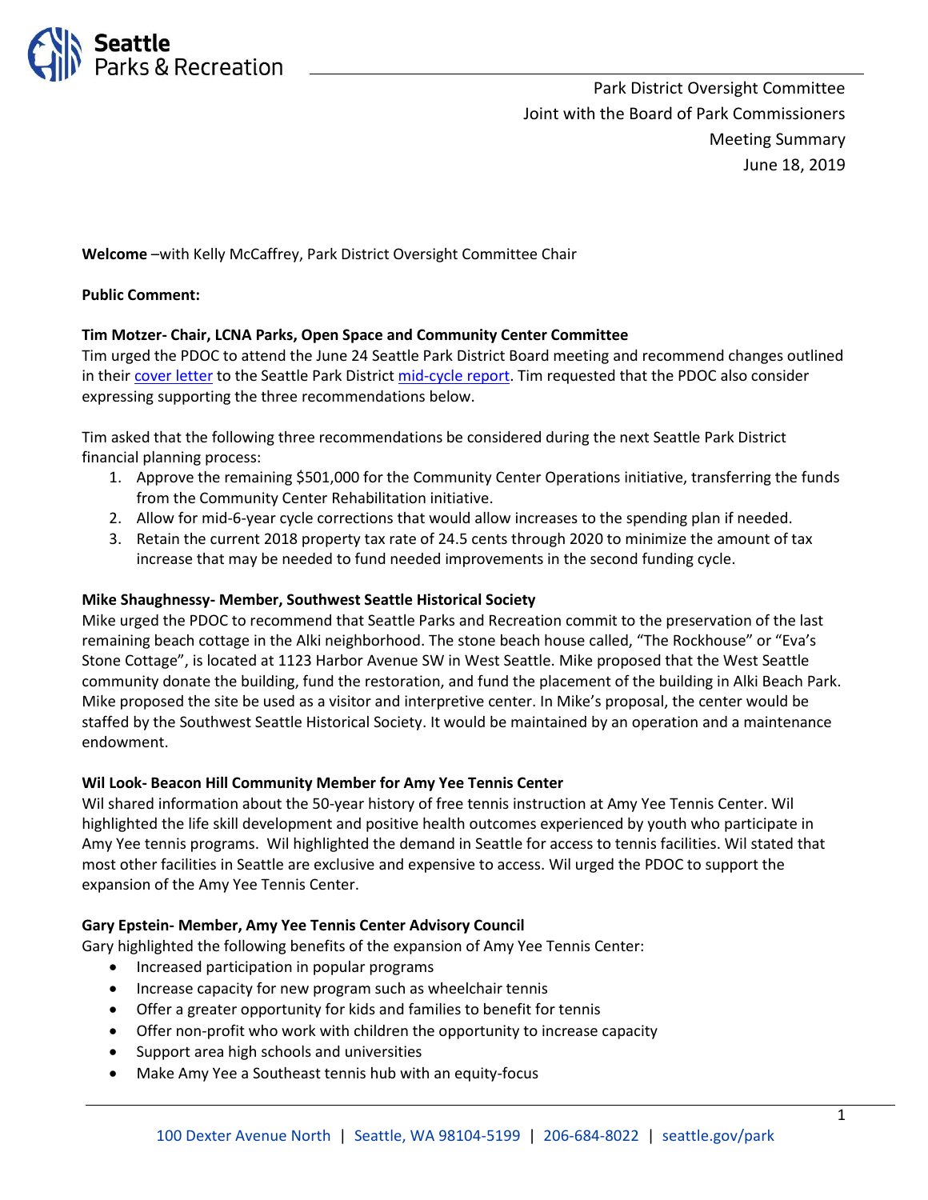Park District Oversight Committee
Joint with the Board of Park Commissioners
Meeting Summary
June 18, 2019

**Welcome** –with Kelly McCaffrey, Park District Oversight Committee Chair

**Public Comment:**

**Tim Motzer- Chair, LCNA Parks, Open Space and Community Center Committee**
Tim urged the PDOC to attend the June 24 Seattle Park District Board meeting and recommend changes outlined in their cover letter to the Seattle Park District mid-cycle report. Tim requested that the PDOC also consider expressing supporting the three recommendations below.

Tim asked that the following three recommendations be considered during the next Seattle Park District financial planning process:

1. Approve the remaining $501,000 for the Community Center Operations initiative, transferring the funds from the Community Center Rehabilitation initiative.
2. Allow for mid-6-year cycle corrections that would allow increases to the spending plan if needed.
3. Retain the current 2018 property tax rate of 24.5 cents through 2020 to minimize the amount of tax increase that may be needed to fund needed improvements in the second funding cycle.

**Mike Shaughnessy- Member, Southwest Seattle Historical Society**
Mike urged the PDOC to recommend that Seattle Parks and Recreation commit to the preservation of the last remaining beach cottage in the Alki neighborhood. The stone beach house called, "The Rockhouse" or "Eva's Stone Cottage", is located at 1123 Harbor Avenue SW in West Seattle. Mike proposed that the West Seattle community donate the building, fund the restoration, and fund the placement of the building in Alki Beach Park. Mike proposed the site be used as a visitor and interpretive center. In Mike's proposal, the center would be staffed by the Southwest Seattle Historical Society. It would be maintained by an operation and a maintenance endowment.

**Wil Look- Beacon Hill Community Member for Amy Yee Tennis Center**
Wil shared information about the 50-year history of free tennis instruction at Amy Yee Tennis Center. Wil highlighted the life skill development and positive health outcomes experienced by youth who participate in Amy Yee tennis programs. Wil highlighted the demand in Seattle for access to tennis facilities. Wil stated that most other facilities in Seattle are exclusive and expensive to access. Wil urged the PDOC to support the expansion of the Amy Yee Tennis Center.

**Gary Epstein- Member, Amy Yee Tennis Center Advisory Council**
Gary highlighted the following benefits of the expansion of Amy Yee Tennis Center:

- Increased participation in popular programs
- Increase capacity for new program such as wheelchair tennis
- Offer a greater opportunity for kids and families to benefit for tennis
- Offer non-profit who work with children the opportunity to increase capacity
- Support area high schools and universities
- Make Amy Yee a Southeast tennis hub with an equity-focus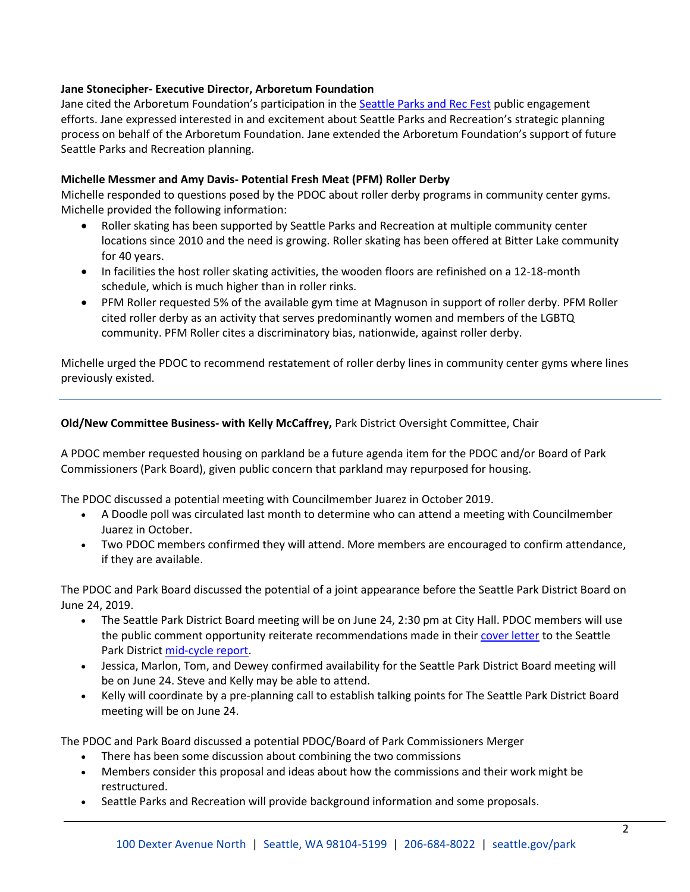**Jane Stonecipher- Executive Director, Arboretum Foundation**
Jane cited the Arboretum Foundation's participation in the Seattle Parks and Rec Fest public engagement efforts. Jane expressed interested in and excitement about Seattle Parks and Recreation's strategic planning process on behalf of the Arboretum Foundation. Jane extended the Arboretum Foundation's support of future Seattle Parks and Recreation planning.

**Michelle Messmer and Amy Davis- Potential Fresh Meat (PFM) Roller Derby**
Michelle responded to questions posed by the PDOC about roller derby programs in community center gyms. Michelle provided the following information:

- Roller skating has been supported by Seattle Parks and Recreation at multiple community center locations since 2010 and the need is growing. Roller skating has been offered at Bitter Lake community for 40 years.
- In facilities the host roller skating activities, the wooden floors are refinished on a 12-18-month schedule, which is much higher than in roller rinks.
- PFM Roller requested 5% of the available gym time at Magnuson in support of roller derby. PFM Roller cited roller derby as an activity that serves predominantly women and members of the LGBTQ community. PFM Roller cites a discriminatory bias, nationwide, against roller derby.

Michelle urged the PDOC to recommend restatement of roller derby lines in community center gyms where lines previously existed.

---

**Old/New Committee Business- with Kelly McCaffrey,** Park District Oversight Committee, Chair

A PDOC member requested housing on parkland be a future agenda item for the PDOC and/or Board of Park Commissioners (Park Board), given public concern that parkland may repurposed for housing.

The PDOC discussed a potential meeting with Councilmember Juarez in October 2019.

- A Doodle poll was circulated last month to determine who can attend a meeting with Councilmember Juarez in October.
- Two PDOC members confirmed they will attend. More members are encouraged to confirm attendance, if they are available.

The PDOC and Park Board discussed the potential of a joint appearance before the Seattle Park District Board on June 24, 2019.

- The Seattle Park District Board meeting will be on June 24, 2:30 pm at City Hall. PDOC members will use the public comment opportunity reiterate recommendations made in their cover letter to the Seattle Park District mid-cycle report.
- Jessica, Marlon, Tom, and Dewey confirmed availability for the Seattle Park District Board meeting will be on June 24. Steve and Kelly may be able to attend.
- Kelly will coordinate by a pre-planning call to establish talking points for The Seattle Park District Board meeting will be on June 24.

The PDOC and Park Board discussed a potential PDOC/Board of Park Commissioners Merger

- There has been some discussion about combining the two commissions
- Members consider this proposal and ideas about how the commissions and their work might be restructured.
- Seattle Parks and Recreation will provide background information and some proposals.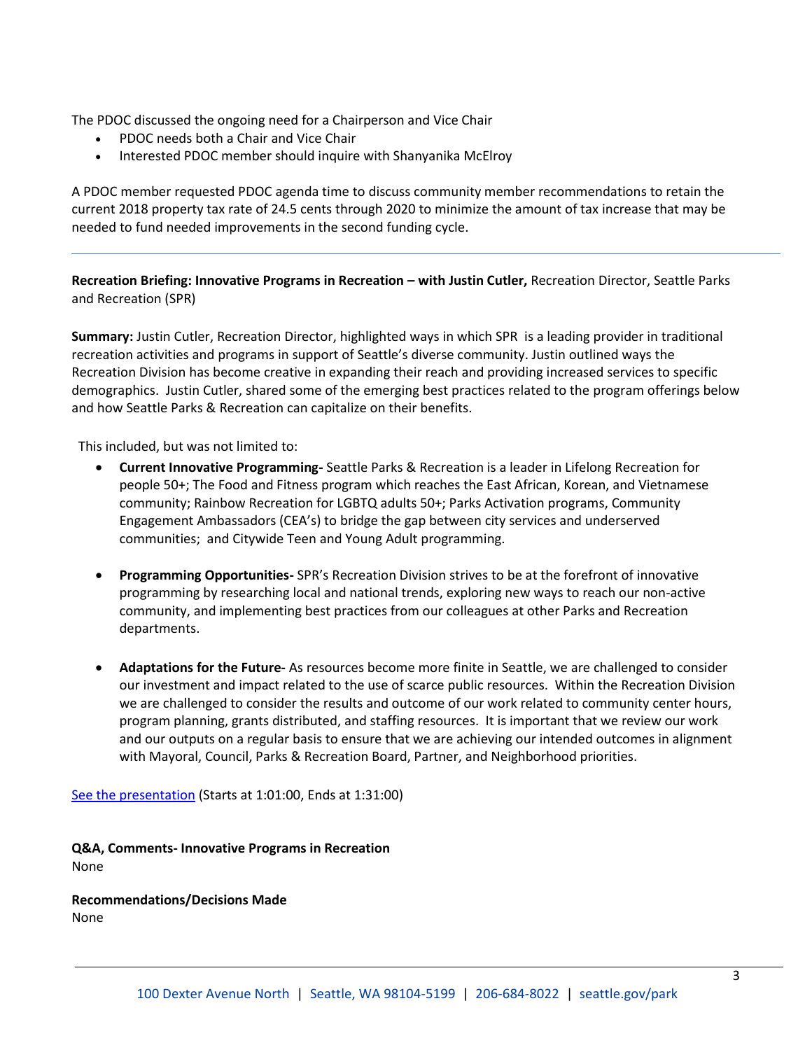The PDOC discussed the ongoing need for a Chairperson and Vice Chair

- PDOC needs both a Chair and Vice Chair
- Interested PDOC member should inquire with Shanyanika McElroy

A PDOC member requested PDOC agenda time to discuss community member recommendations to retain the current 2018 property tax rate of 24.5 cents through 2020 to minimize the amount of tax increase that may be needed to fund needed improvements in the second funding cycle.

---

**Recreation Briefing: Innovative Programs in Recreation – with Justin Cutler,** Recreation Director, Seattle Parks and Recreation (SPR)

**Summary:** Justin Cutler, Recreation Director, highlighted ways in which SPR is a leading provider in traditional recreation activities and programs in support of Seattle's diverse community. Justin outlined ways the Recreation Division has become creative in expanding their reach and providing increased services to specific demographics. Justin Cutler, shared some of the emerging best practices related to the program offerings below and how Seattle Parks & Recreation can capitalize on their benefits.

This included, but was not limited to:

- **Current Innovative Programming-** Seattle Parks & Recreation is a leader in Lifelong Recreation for people 50+; The Food and Fitness program which reaches the East African, Korean, and Vietnamese community; Rainbow Recreation for LGBTQ adults 50+; Parks Activation programs, Community Engagement Ambassadors (CEA's) to bridge the gap between city services and underserved communities; and Citywide Teen and Young Adult programming.

- **Programming Opportunities-** SPR's Recreation Division strives to be at the forefront of innovative programming by researching local and national trends, exploring new ways to reach our non-active community, and implementing best practices from our colleagues at other Parks and Recreation departments.

- **Adaptations for the Future-** As resources become more finite in Seattle, we are challenged to consider our investment and impact related to the use of scarce public resources. Within the Recreation Division we are challenged to consider the results and outcome of our work related to community center hours, program planning, grants distributed, and staffing resources. It is important that we review our work and our outputs on a regular basis to ensure that we are achieving our intended outcomes in alignment with Mayoral, Council, Parks & Recreation Board, Partner, and Neighborhood priorities.

See the presentation (Starts at 1:01:00, Ends at 1:31:00)

**Q&A, Comments- Innovative Programs in Recreation**

None

**Recommendations/Decisions Made**

None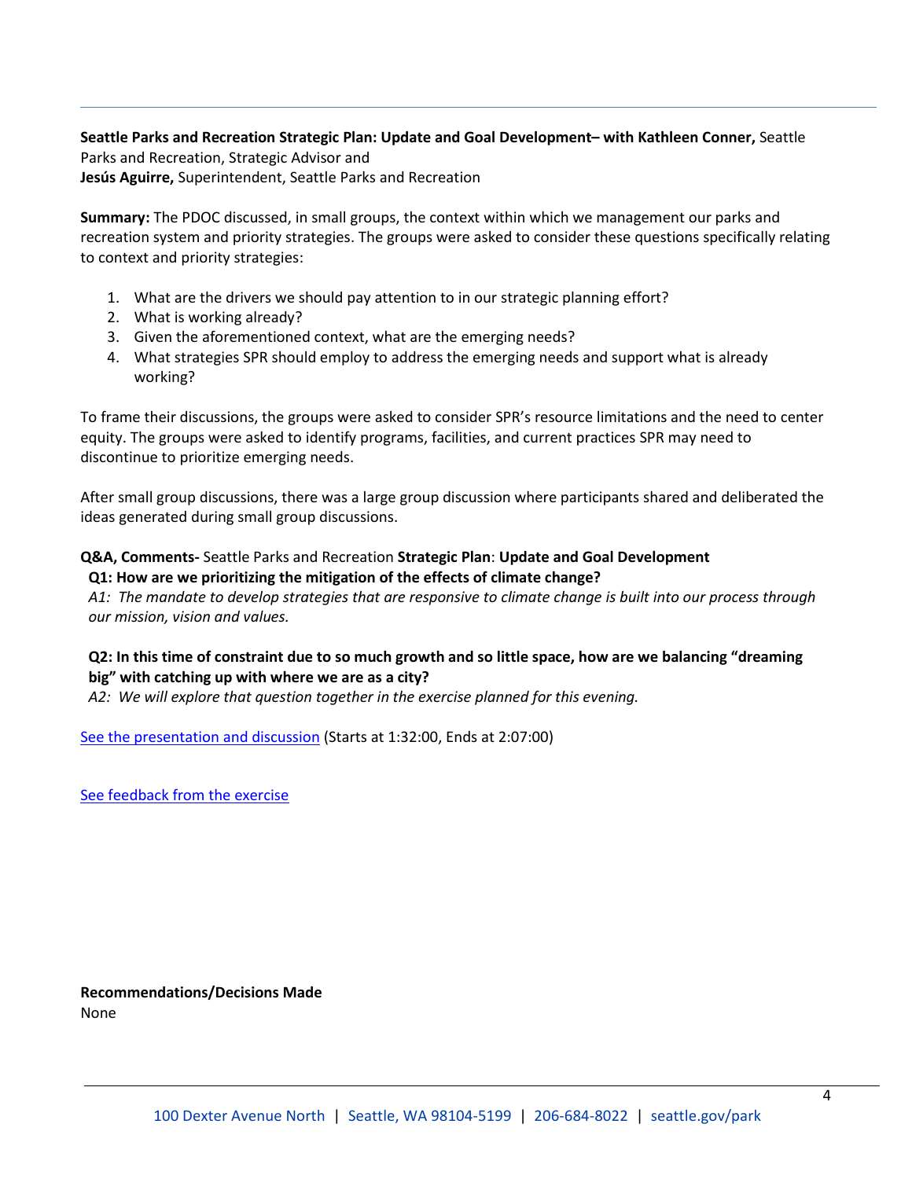**Seattle Parks and Recreation Strategic Plan: Update and Goal Development– with Kathleen Conner,** Seattle Parks and Recreation, Strategic Advisor and
**Jesús Aguirre,** Superintendent, Seattle Parks and Recreation

**Summary:** The PDOC discussed, in small groups, the context within which we management our parks and recreation system and priority strategies. The groups were asked to consider these questions specifically relating to context and priority strategies:

1. What are the drivers we should pay attention to in our strategic planning effort?
2. What is working already?
3. Given the aforementioned context, what are the emerging needs?
4. What strategies SPR should employ to address the emerging needs and support what is already working?

To frame their discussions, the groups were asked to consider SPR's resource limitations and the need to center equity. The groups were asked to identify programs, facilities, and current practices SPR may need to discontinue to prioritize emerging needs.

After small group discussions, there was a large group discussion where participants shared and deliberated the ideas generated during small group discussions.

**Q&A, Comments-** Seattle Parks and Recreation **Strategic Plan**: **Update and Goal Development**

**Q1: How are we prioritizing the mitigation of the effects of climate change?**
*A1: The mandate to develop strategies that are responsive to climate change is built into our process through our mission, vision and values.*

**Q2: In this time of constraint due to so much growth and so little space, how are we balancing "dreaming big" with catching up with where we are as a city?**
*A2: We will explore that question together in the exercise planned for this evening.*

See the presentation and discussion (Starts at 1:32:00, Ends at 2:07:00)

See feedback from the exercise

**Recommendations/Decisions Made**
None